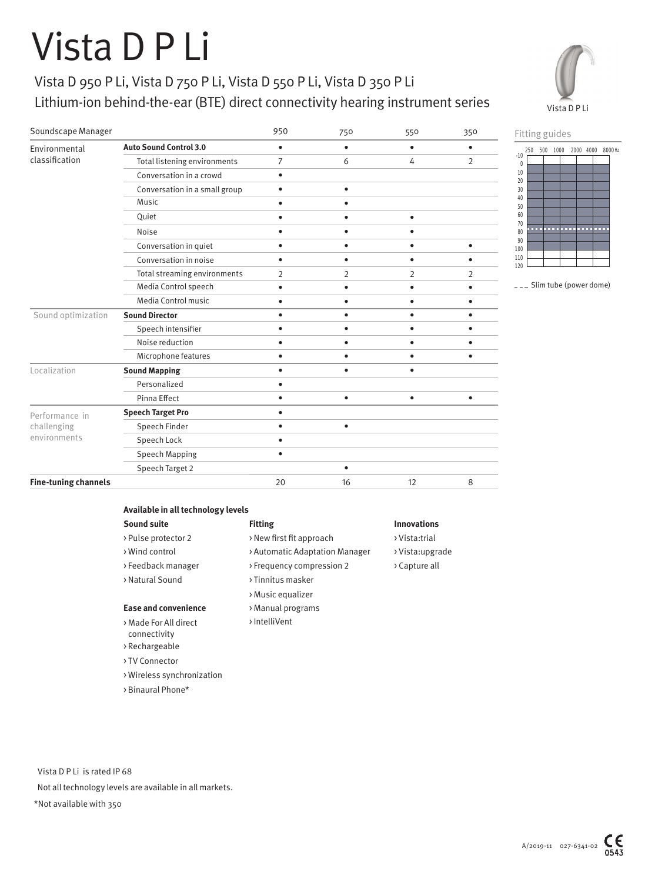# Vista D P Li

Vista D 950 P Li, Vista D 750 P Li, Vista D 550 P Li, Vista D 350 P Li
Lithium-ion behind-the-ear (BTE) direct connectivity hearing instrument series

Vista D P Li

| Soundscape Manager | | 950 | 750 | 550 | 350 |
|---|---|---|---|---|---|
| Environmental classification | **Auto Sound Control 3.0** | • | • | • | • |
| | Total listening environments | 7 | 6 | 4 | 2 |
| | Conversation in a crowd | • | | | |
| | Conversation in a small group | • | • | | |
| | Music | • | • | | |
| | Quiet | • | • | • | |
| | Noise | • | • | • | |
| | Conversation in quiet | • | • | • | • |
| | Conversation in noise | • | • | • | • |
| | Total streaming environments | 2 | 2 | 2 | 2 |
| | Media Control speech | • | • | • | • |
| | Media Control music | • | • | • | • |
| Sound optimization | **Sound Director** | • | • | • | • |
| | Speech intensifier | • | • | • | • |
| | Noise reduction | • | • | • | • |
| | Microphone features | • | • | • | • |
| Localization | **Sound Mapping** | • | • | • | |
| | Personalized | • | | | |
| | Pinna Effect | • | • | • | • |
| Performance in challenging environments | **Speech Target Pro** | • | | | |
| | Speech Finder | • | • | | |
| | Speech Lock | • | | | |
| | Speech Mapping | • | | | |
| | Speech Target 2 | | • | | |
| **Fine-tuning channels** | | 20 | 16 | 12 | 8 |

Fitting guides

250 500 1000 2000 4000 8000 Hz

-10 0 10 20 30 40 50 60 70 80 90 100 110 120

Slim tube (power dome)

**Available in all technology levels**

**Sound suite**
- › Pulse protector 2
- › Wind control
- › Feedback manager
- › Natural Sound

**Ease and convenience**
- › Made For All direct connectivity
- › Rechargeable
- › TV Connector
- › Wireless synchronization
- › Binaural Phone*

**Fitting**
- › New first fit approach
- › Automatic Adaptation Manager
- › Frequency compression 2
- › Tinnitus masker
- › Music equalizer
- › Manual programs
- › IntelliVent

**Innovations**
- › Vista:trial
- › Vista:upgrade
- › Capture all

Vista D P Li is rated IP 68

Not all technology levels are available in all markets.

*Not available with 350

A/2019-11 027-6341-02 CE 0543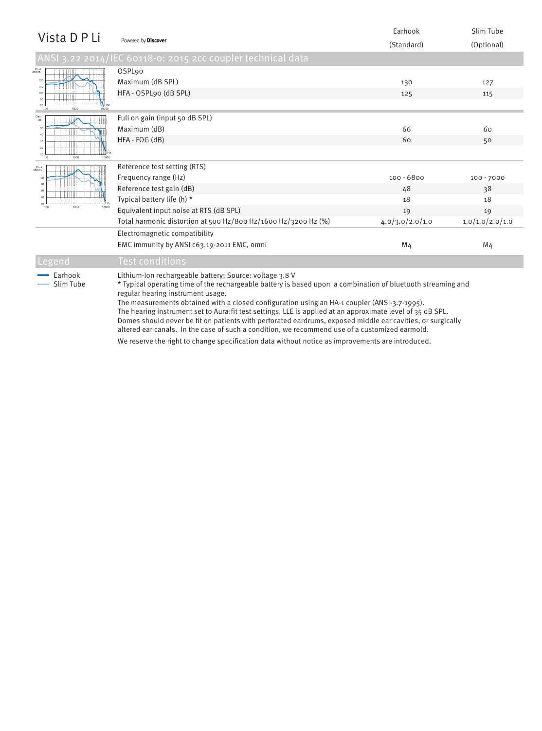# Vista D P Li

Powered by **Discover**

## ANSI 3.22 2014/IEC 60118-0: 2015 2cc coupler technical data

Pout dBSPL
120
110
100
90
80
100 1000 10000 Hz

Gain dB
50
40
30
20
10
100 1000 10000 Hz

Pout dBSPL
100
90
80
70
60
100 1000 10000 Hz

| | Earhook (Standard) | Slim Tube (Optional) |
|---|---|---|
| **OSPL90** | | |
| Maximum (dB SPL) | 130 | 127 |
| HFA - OSPL90 (dB SPL) | 125 | 115 |
| **Full on gain (input 50 dB SPL)** | | |
| Maximum (dB) | 66 | 60 |
| HFA - FOG (dB) | 60 | 50 |
| **Reference test setting (RTS)** | | |
| Frequency range (Hz) | 100 - 6800 | 100 - 7000 |
| Reference test gain (dB) | 48 | 38 |
| Typical battery life (h) * | 18 | 18 |
| Equivalent input noise at RTS (dB SPL) | 19 | 19 |
| Total harmonic distortion at 500 Hz/800 Hz/1600 Hz/3200 Hz (%) | 4.0/3.0/2.0/1.0 | 1.0/1.0/2.0/1.0 |
| **Electromagnetic compatibility** | | |
| EMC immunity by ANSI c63.19-2011 EMC, omni | M4 | M4 |

## Legend

- Earhook
- Slim Tube

## Test conditions

Lithium-Ion rechargeable battery; Source: voltage 3.8 V

* Typical operating time of the rechargeable battery is based upon a combination of bluetooth streaming and regular hearing instrument usage.

The measurements obtained with a closed configuration using an HA-1 coupler (ANSI-3.7-1995).

The hearing instrument set to Aura:fit test settings. LLE is applied at an approximate level of 35 dB SPL.

Domes should never be fit on patients with perforated eardrums, exposed middle ear cavities, or surgically altered ear canals. In the case of such a condition, we recommend use of a customized earmold.

We reserve the right to change specification data without notice as improvements are introduced.